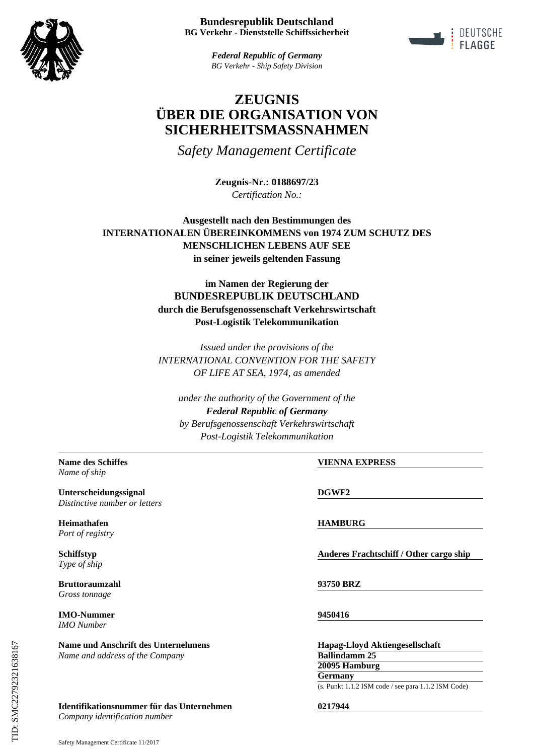**Bundesrepublik Deutschland**
**BG Verkehr - Dienststelle Schiffssicherheit**

***Federal Republic of Germany***
*BG Verkehr - Ship Safety Division*

DEUTSCHE FLAGGE

# ZEUGNIS ÜBER DIE ORGANISATION VON SICHERHEITSMASSNAHMEN

*Safety Management Certificate*

**Zeugnis-Nr.: 0188697/23**
*Certification No.:*

**Ausgestellt nach den Bestimmungen des**
**INTERNATIONALEN ÜBEREINKOMMENS von 1974 ZUM SCHUTZ DES MENSCHLICHEN LEBENS AUF SEE**
**in seiner jeweils geltenden Fassung**

**im Namen der Regierung der**
**BUNDESREPUBLIK DEUTSCHLAND**
**durch die Berufsgenossenschaft Verkehrswirtschaft Post-Logistik Telekommunikation**

*Issued under the provisions of the*
*INTERNATIONAL CONVENTION FOR THE SAFETY OF LIFE AT SEA, 1974, as amended*

*under the authority of the Government of the*
***Federal Republic of Germany***
*by Berufsgenossenschaft Verkehrswirtschaft Post-Logistik Telekommunikation*

---

| | |
|---|---|
| **Name des Schiffes** *Name of ship* | **VIENNA EXPRESS** |
| **Unterscheidungssignal** *Distinctive number or letters* | **DGWF2** |
| **Heimathafen** *Port of registry* | **HAMBURG** |
| **Schiffstyp** *Type of ship* | **Anderes Frachtschiff / Other cargo ship** |
| **Bruttoraumzahl** *Gross tonnage* | **93750 BRZ** |
| **IMO-Nummer** *IMO Number* | **9450416** |
| **Name und Anschrift des Unternehmens** *Name and address of the Company* | **Hapag-Lloyd Aktiengesellschaft** **Ballindamm 25** **20095 Hamburg** **Germany** (s. Punkt 1.1.2 ISM code / see para 1.1.2 ISM Code) |
| **Identifikationsnummer für das Unternehmen** *Company identification number* | **0217944** |

TID: SMC22792321638167

Safety Management Certificate 11/2017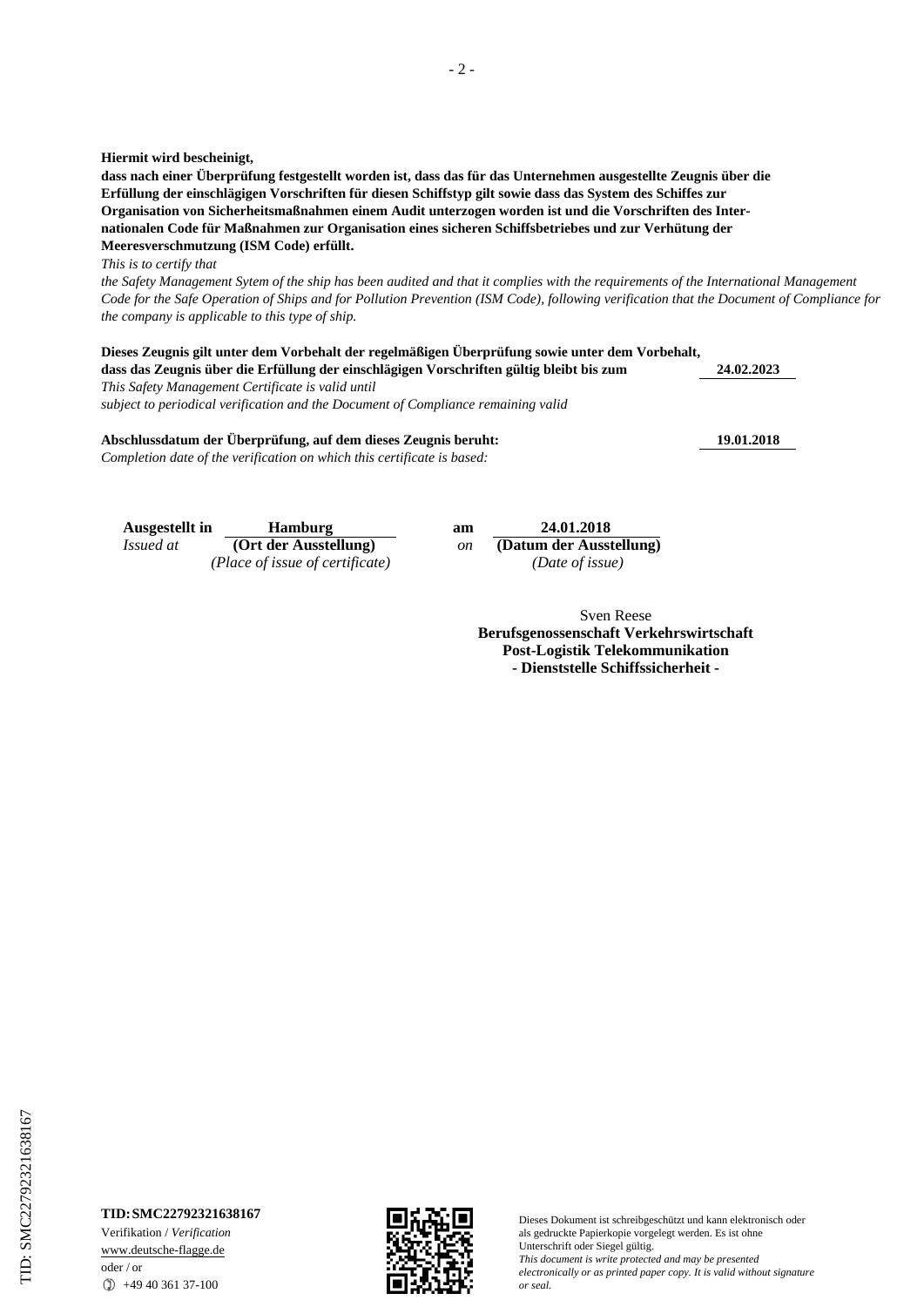**Hiermit wird bescheinigt,**
**dass nach einer Überprüfung festgestellt worden ist, dass das für das Unternehmen ausgestellte Zeugnis über die Erfüllung der einschlägigen Vorschriften für diesen Schiffstyp gilt sowie dass das System des Schiffes zur Organisation von Sicherheitsmaßnahmen einem Audit unterzogen worden ist und die Vorschriften des Internationalen Code für Maßnahmen zur Organisation eines sicheren Schiffsbetriebes und zur Verhütung der Meeresverschmutzung (ISM Code) erfüllt.**
*This is to certify that*
*the Safety Management Sytem of the ship has been audited and that it complies with the requirements of the International Management Code for the Safe Operation of Ships and for Pollution Prevention (ISM Code), following verification that the Document of Compliance for the company is applicable to this type of ship.*

**Dieses Zeugnis gilt unter dem Vorbehalt der regelmäßigen Überprüfung sowie unter dem Vorbehalt, dass das Zeugnis über die Erfüllung der einschlägigen Vorschriften gültig bleibt bis zum** **24.02.2023**
*This Safety Management Certificate is valid until*
*subject to periodical verification and the Document of Compliance remaining valid*

**Abschlussdatum der Überprüfung, auf dem dieses Zeugnis beruht:** **19.01.2018**
*Completion date of the verification on which this certificate is based:*

| **Ausgestellt in** *Issued at* | **Hamburg** **(Ort der Ausstellung)** *(Place of issue of certificate)* | **am** *on* | **24.01.2018** **(Datum der Ausstellung)** *(Date of issue)* |
|---|---|---|---|

Sven Reese
**Berufsgenossenschaft Verkehrswirtschaft**
**Post-Logistik Telekommunikation**
**- Dienststelle Schiffssicherheit -**

TID: SMC22792321638167

**TID: SMC22792321638167**
Verifikation / *Verification*
www.deutsche-flagge.de
oder / or
+49 40 361 37-100

Dieses Dokument ist schreibgeschützt und kann elektronisch oder als gedruckte Papierkopie vorgelegt werden. Es ist ohne Unterschrift oder Siegel gültig.
*This document is write protected and may be presented electronically or as printed paper copy. It is valid without signature or seal.*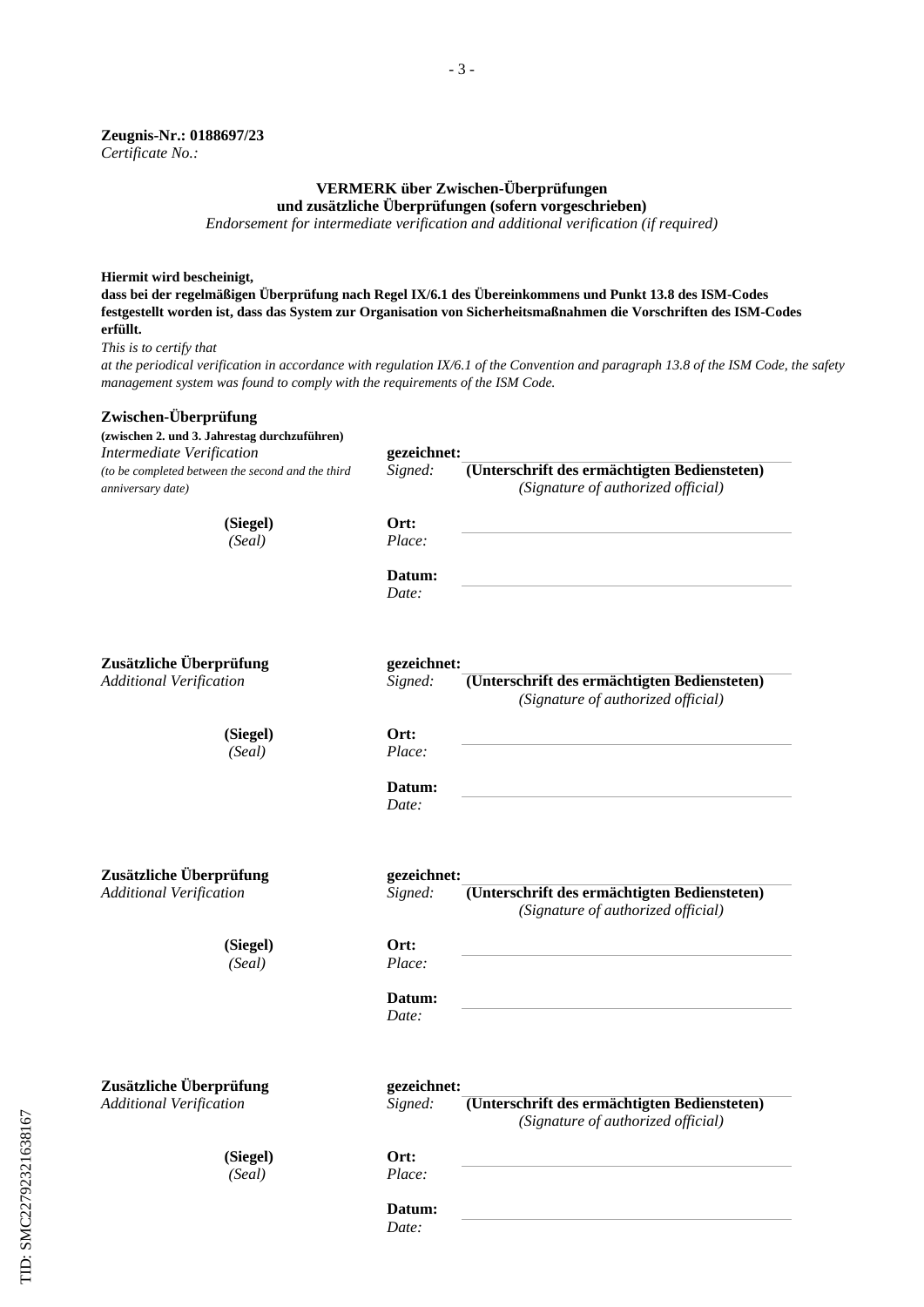**Zeugnis-Nr.: 0188697/23**
*Certificate No.:*

### VERMERK über Zwischen-Überprüfungen und zusätzliche Überprüfungen (sofern vorgeschrieben)

*Endorsement for intermediate verification and additional verification (if required)*

**Hiermit wird bescheinigt,**
**dass bei der regelmäßigen Überprüfung nach Regel IX/6.1 des Übereinkommens und Punkt 13.8 des ISM-Codes festgestellt worden ist, dass das System zur Organisation von Sicherheitsmaßnahmen die Vorschriften des ISM-Codes erfüllt.**
*This is to certify that*
*at the periodical verification in accordance with regulation IX/6.1 of the Convention and paragraph 13.8 of the ISM Code, the safety management system was found to comply with the requirements of the ISM Code.*

**Zwischen-Überprüfung**
**(zwischen 2. und 3. Jahrestag durchzuführen)**
*Intermediate Verification*
*(to be completed between the second and the third anniversary date)*

**gezeichnet:** *Signed:* ______________________
**(Unterschrift des ermächtigten Bediensteten)**
*(Signature of authorized official)*

**(Siegel)** *(Seal)*

**Ort:** *Place:* ______________________

**Datum:** *Date:* ______________________

**Zusätzliche Überprüfung**
*Additional Verification*

**gezeichnet:** *Signed:* ______________________
**(Unterschrift des ermächtigten Bediensteten)**
*(Signature of authorized official)*

**(Siegel)** *(Seal)*

**Ort:** *Place:* ______________________

**Datum:** *Date:* ______________________

**Zusätzliche Überprüfung**
*Additional Verification*

**gezeichnet:** *Signed:* ______________________
**(Unterschrift des ermächtigten Bediensteten)**
*(Signature of authorized official)*

**(Siegel)** *(Seal)*

**Ort:** *Place:* ______________________

**Datum:** *Date:* ______________________

**Zusätzliche Überprüfung**
*Additional Verification*

**gezeichnet:** *Signed:* ______________________
**(Unterschrift des ermächtigten Bediensteten)**
*(Signature of authorized official)*

**(Siegel)** *(Seal)*

**Ort:** *Place:* ______________________

**Datum:** *Date:* ______________________

TID: SMC22792321638167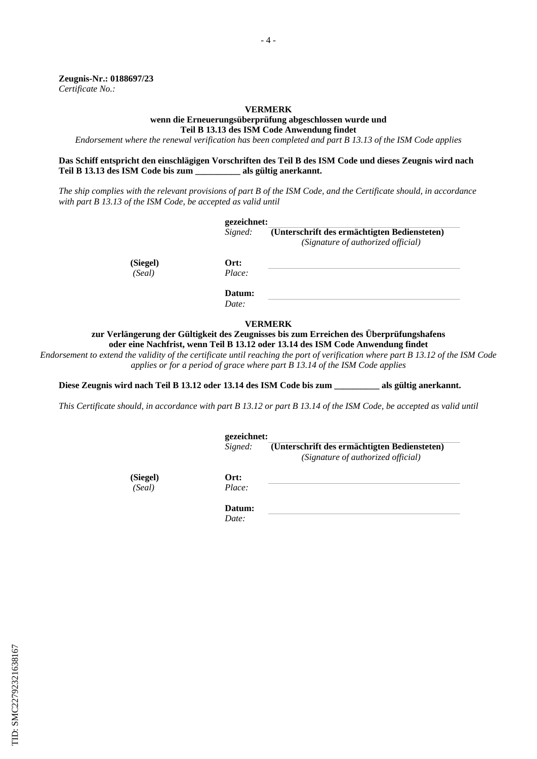**Zeugnis-Nr.: 0188697/23**
*Certificate No.:*

**VERMERK**
**wenn die Erneuerungsüberprüfung abgeschlossen wurde und**
**Teil B 13.13 des ISM Code Anwendung findet**
*Endorsement where the renewal verification has been completed and part B 13.13 of the ISM Code applies*

**Das Schiff entspricht den einschlägigen Vorschriften des Teil B des ISM Code und dieses Zeugnis wird nach Teil B 13.13 des ISM Code bis zum __________ als gültig anerkannt.**

*The ship complies with the relevant provisions of part B of the ISM Code, and the Certificate should, in accordance with part B 13.13 of the ISM Code, be accepted as valid until*

**gezeichnet:**
*Signed:* **(Unterschrift des ermächtigten Bediensteten)**
*(Signature of authorized official)*

**(Siegel)**
*(Seal)*

**Ort:**
*Place:*

**Datum:**
*Date:*

**VERMERK**
**zur Verlängerung der Gültigkeit des Zeugnisses bis zum Erreichen des Überprüfungshafens oder eine Nachfrist, wenn Teil B 13.12 oder 13.14 des ISM Code Anwendung findet**
*Endorsement to extend the validity of the certificate until reaching the port of verification where part B 13.12 of the ISM Code applies or for a period of grace where part B 13.14 of the ISM Code applies*

**Diese Zeugnis wird nach Teil B 13.12 oder 13.14 des ISM Code bis zum __________ als gültig anerkannt.**

*This Certificate should, in accordance with part B 13.12 or part B 13.14 of the ISM Code, be accepted as valid until*

**gezeichnet:**
*Signed:* **(Unterschrift des ermächtigten Bediensteten)**
*(Signature of authorized official)*

**(Siegel)**
*(Seal)*

**Ort:**
*Place:*

**Datum:**
*Date:*

TID: SMC22792321638167